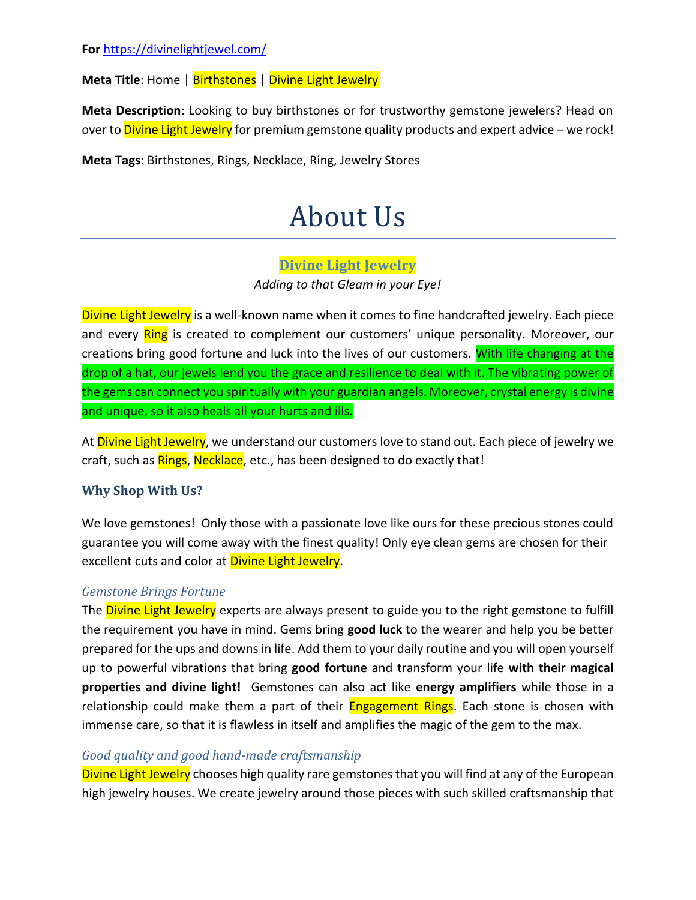**For** https://divinelightjewel.com/

**Meta Title**: Home | Birthstones | Divine Light Jewelry

**Meta Description**: Looking to buy birthstones or for trustworthy gemstone jewelers? Head on over to Divine Light Jewelry for premium gemstone quality products and expert advice – we rock!

**Meta Tags**: Birthstones, Rings, Necklace, Ring, Jewelry Stores

# About Us

## Divine Light Jewelry

*Adding to that Gleam in your Eye!*

Divine Light Jewelry is a well-known name when it comes to fine handcrafted jewelry. Each piece and every Ring is created to complement our customers' unique personality. Moreover, our creations bring good fortune and luck into the lives of our customers. With life changing at the drop of a hat, our jewels lend you the grace and resilience to deal with it. The vibrating power of the gems can connect you spiritually with your guardian angels. Moreover, crystal energy is divine and unique, so it also heals all your hurts and ills.

At Divine Light Jewelry, we understand our customers love to stand out. Each piece of jewelry we craft, such as Rings, Necklace, etc., has been designed to do exactly that!

### Why Shop With Us?

We love gemstones! Only those with a passionate love like ours for these precious stones could guarantee you will come away with the finest quality! Only eye clean gems are chosen for their excellent cuts and color at Divine Light Jewelry.

#### *Gemstone Brings Fortune*

The Divine Light Jewelry experts are always present to guide you to the right gemstone to fulfill the requirement you have in mind. Gems bring **good luck** to the wearer and help you be better prepared for the ups and downs in life. Add them to your daily routine and you will open yourself up to powerful vibrations that bring **good fortune** and transform your life **with their magical properties and divine light!** Gemstones can also act like **energy amplifiers** while those in a relationship could make them a part of their Engagement Rings. Each stone is chosen with immense care, so that it is flawless in itself and amplifies the magic of the gem to the max.

#### *Good quality and good hand-made craftsmanship*

Divine Light Jewelry chooses high quality rare gemstones that you will find at any of the European high jewelry houses. We create jewelry around those pieces with such skilled craftsmanship that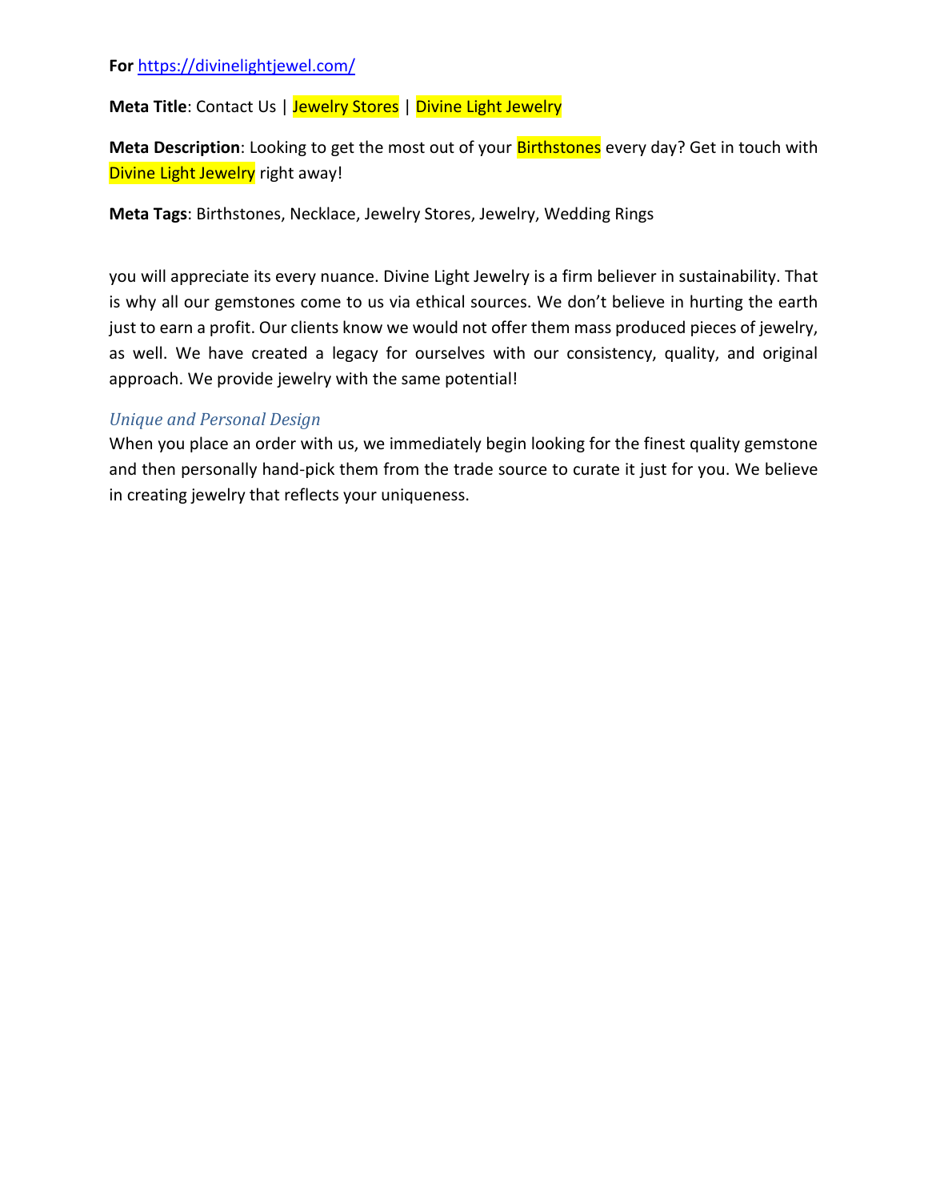**For** https://divinelightjewel.com/

**Meta Title**: Contact Us | Jewelry Stores | Divine Light Jewelry

**Meta Description**: Looking to get the most out of your Birthstones every day? Get in touch with Divine Light Jewelry right away!

**Meta Tags**: Birthstones, Necklace, Jewelry Stores, Jewelry, Wedding Rings

you will appreciate its every nuance. Divine Light Jewelry is a firm believer in sustainability. That is why all our gemstones come to us via ethical sources. We don't believe in hurting the earth just to earn a profit. Our clients know we would not offer them mass produced pieces of jewelry, as well. We have created a legacy for ourselves with our consistency, quality, and original approach. We provide jewelry with the same potential!

### *Unique and Personal Design*

When you place an order with us, we immediately begin looking for the finest quality gemstone and then personally hand-pick them from the trade source to curate it just for you. We believe in creating jewelry that reflects your uniqueness.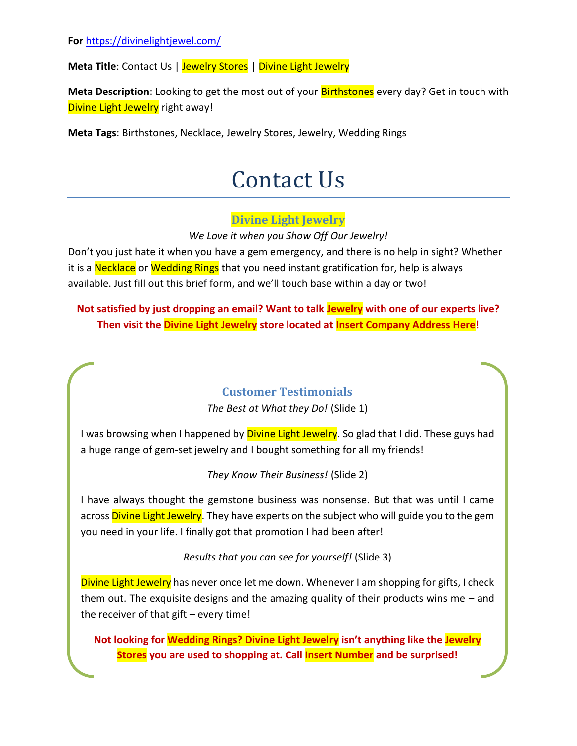**For** https://divinelightjewel.com/

**Meta Title**: Contact Us | Jewelry Stores | Divine Light Jewelry

**Meta Description**: Looking to get the most out of your Birthstones every day? Get in touch with Divine Light Jewelry right away!

**Meta Tags**: Birthstones, Necklace, Jewelry Stores, Jewelry, Wedding Rings

# Contact Us

## Divine Light Jewelry

*We Love it when you Show Off Our Jewelry!*

Don't you just hate it when you have a gem emergency, and there is no help in sight? Whether it is a Necklace or Wedding Rings that you need instant gratification for, help is always available. Just fill out this brief form, and we'll touch base within a day or two!

**Not satisfied by just dropping an email? Want to talk Jewelry with one of our experts live? Then visit the Divine Light Jewelry store located at Insert Company Address Here!**

### Customer Testimonials

*The Best at What they Do!* (Slide 1)

I was browsing when I happened by Divine Light Jewelry. So glad that I did. These guys had a huge range of gem-set jewelry and I bought something for all my friends!

*They Know Their Business!* (Slide 2)

I have always thought the gemstone business was nonsense. But that was until I came across Divine Light Jewelry. They have experts on the subject who will guide you to the gem you need in your life. I finally got that promotion I had been after!

*Results that you can see for yourself!* (Slide 3)

Divine Light Jewelry has never once let me down. Whenever I am shopping for gifts, I check them out. The exquisite designs and the amazing quality of their products wins me – and the receiver of that gift – every time!

**Not looking for Wedding Rings? Divine Light Jewelry isn't anything like the Jewelry Stores you are used to shopping at. Call Insert Number and be surprised!**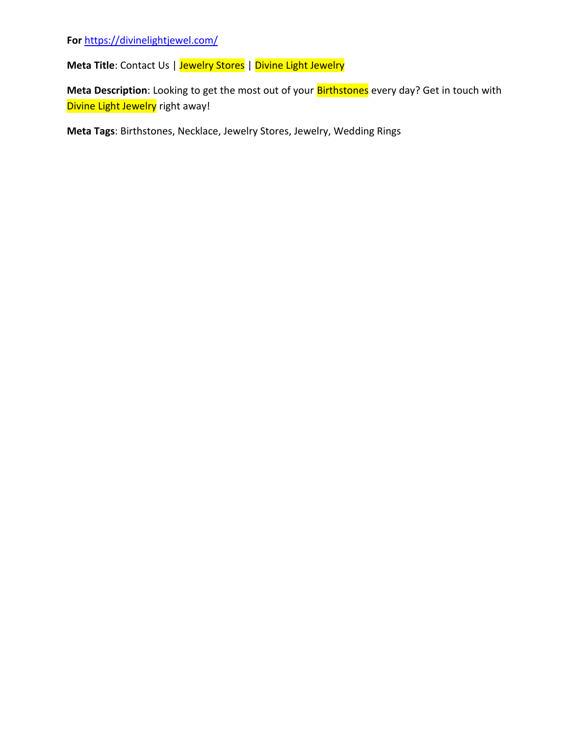**For** https://divinelightjewel.com/

**Meta Title**: Contact Us | Jewelry Stores | Divine Light Jewelry

**Meta Description**: Looking to get the most out of your Birthstones every day? Get in touch with Divine Light Jewelry right away!

**Meta Tags**: Birthstones, Necklace, Jewelry Stores, Jewelry, Wedding Rings